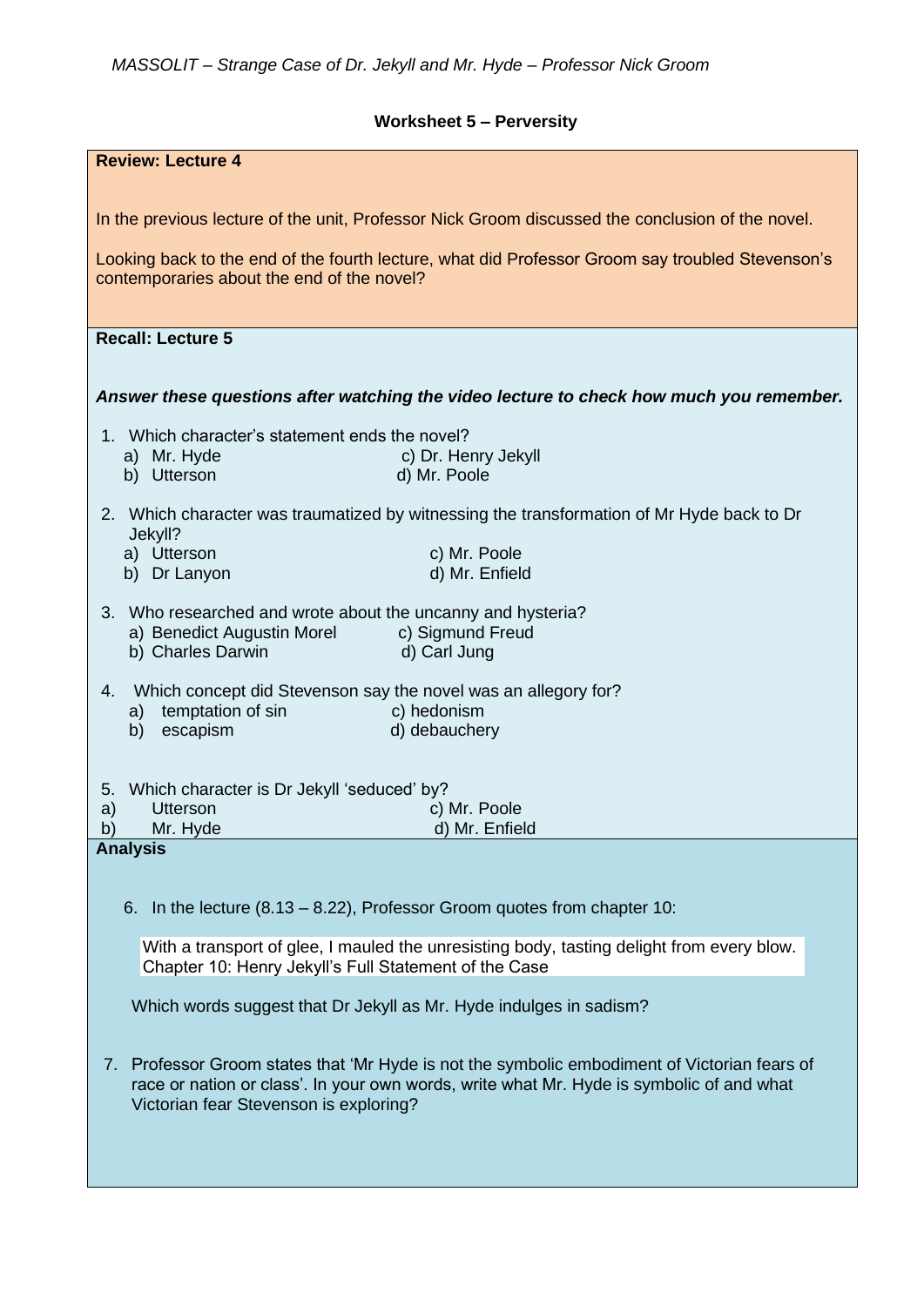*MASSOLIT – Strange Case of Dr. Jekyll and Mr. Hyde – Professor Nick Groom*

## Worksheet 5 – Perversity

### Review: Lecture 4

In the previous lecture of the unit, Professor Nick Groom discussed the conclusion of the novel.

Looking back to the end of the fourth lecture, what did Professor Groom say troubled Stevenson's contemporaries about the end of the novel?

### Recall: Lecture 5

***Answer these questions after watching the video lecture to check how much you remember.***

1. Which character's statement ends the novel?
   a) Mr. Hyde
   b) Utterson
   c) Dr. Henry Jekyll
   d) Mr. Poole

2. Which character was traumatized by witnessing the transformation of Mr Hyde back to Dr Jekyll?
   a) Utterson
   b) Dr Lanyon
   c) Mr. Poole
   d) Mr. Enfield

3. Who researched and wrote about the uncanny and hysteria?
   a) Benedict Augustin Morel
   b) Charles Darwin
   c) Sigmund Freud
   d) Carl Jung

4. Which concept did Stevenson say the novel was an allegory for?
   a) temptation of sin
   b) escapism
   c) hedonism
   d) debauchery

5. Which character is Dr Jekyll 'seduced' by?
   a) Utterson
   b) Mr. Hyde
   c) Mr. Poole
   d) Mr. Enfield

### Analysis

6. In the lecture (8.13 – 8.22), Professor Groom quotes from chapter 10:

   > With a transport of glee, I mauled the unresisting body, tasting delight from every blow.
   > Chapter 10: Henry Jekyll's Full Statement of the Case

   Which words suggest that Dr Jekyll as Mr. Hyde indulges in sadism?

7. Professor Groom states that 'Mr Hyde is not the symbolic embodiment of Victorian fears of race or nation or class'. In your own words, write what Mr. Hyde is symbolic of and what Victorian fear Stevenson is exploring?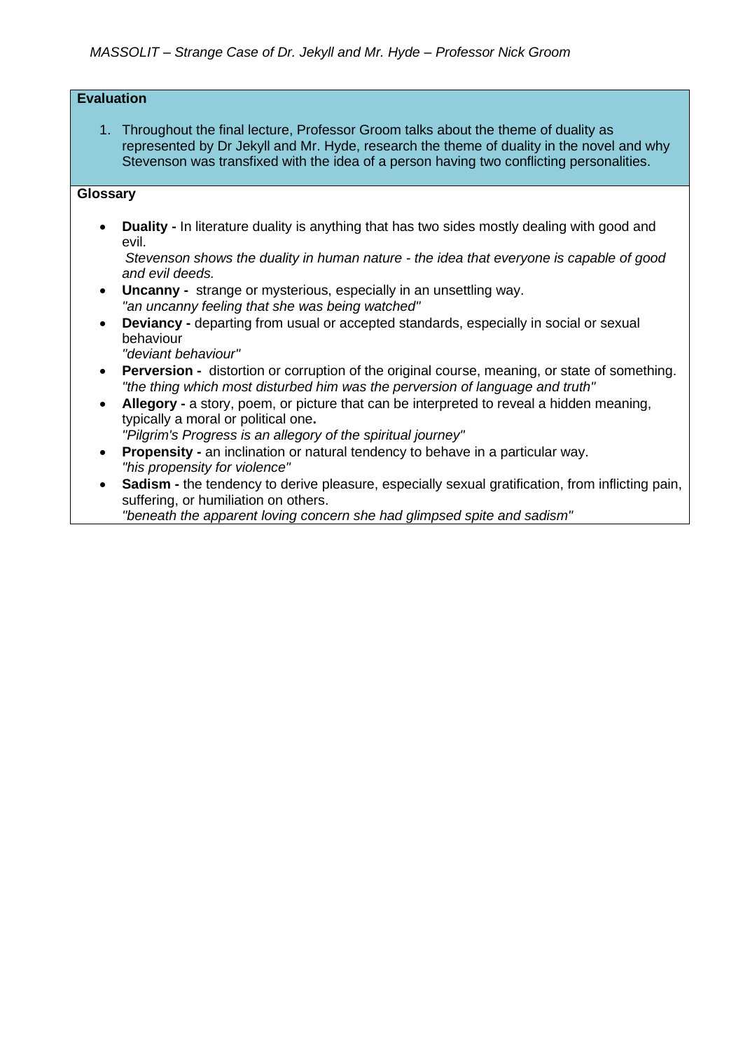## Evaluation

1. Throughout the final lecture, Professor Groom talks about the theme of duality as represented by Dr Jekyll and Mr. Hyde, research the theme of duality in the novel and why Stevenson was transfixed with the idea of a person having two conflicting personalities.

## Glossary

- **Duality -** In literature duality is anything that has two sides mostly dealing with good and evil.
  *Stevenson shows the duality in human nature - the idea that everyone is capable of good and evil deeds.*
- **Uncanny -** strange or mysterious, especially in an unsettling way.
  *"an uncanny feeling that she was being watched"*
- **Deviancy -** departing from usual or accepted standards, especially in social or sexual behaviour
  *"deviant behaviour"*
- **Perversion -** distortion or corruption of the original course, meaning, or state of something.
  *"the thing which most disturbed him was the perversion of language and truth"*
- **Allegory -** a story, poem, or picture that can be interpreted to reveal a hidden meaning, typically a moral or political one**.**
  *"Pilgrim's Progress is an allegory of the spiritual journey"*
- **Propensity -** an inclination or natural tendency to behave in a particular way.
  *"his propensity for violence"*
- **Sadism -** the tendency to derive pleasure, especially sexual gratification, from inflicting pain, suffering, or humiliation on others.
  *"beneath the apparent loving concern she had glimpsed spite and sadism"*